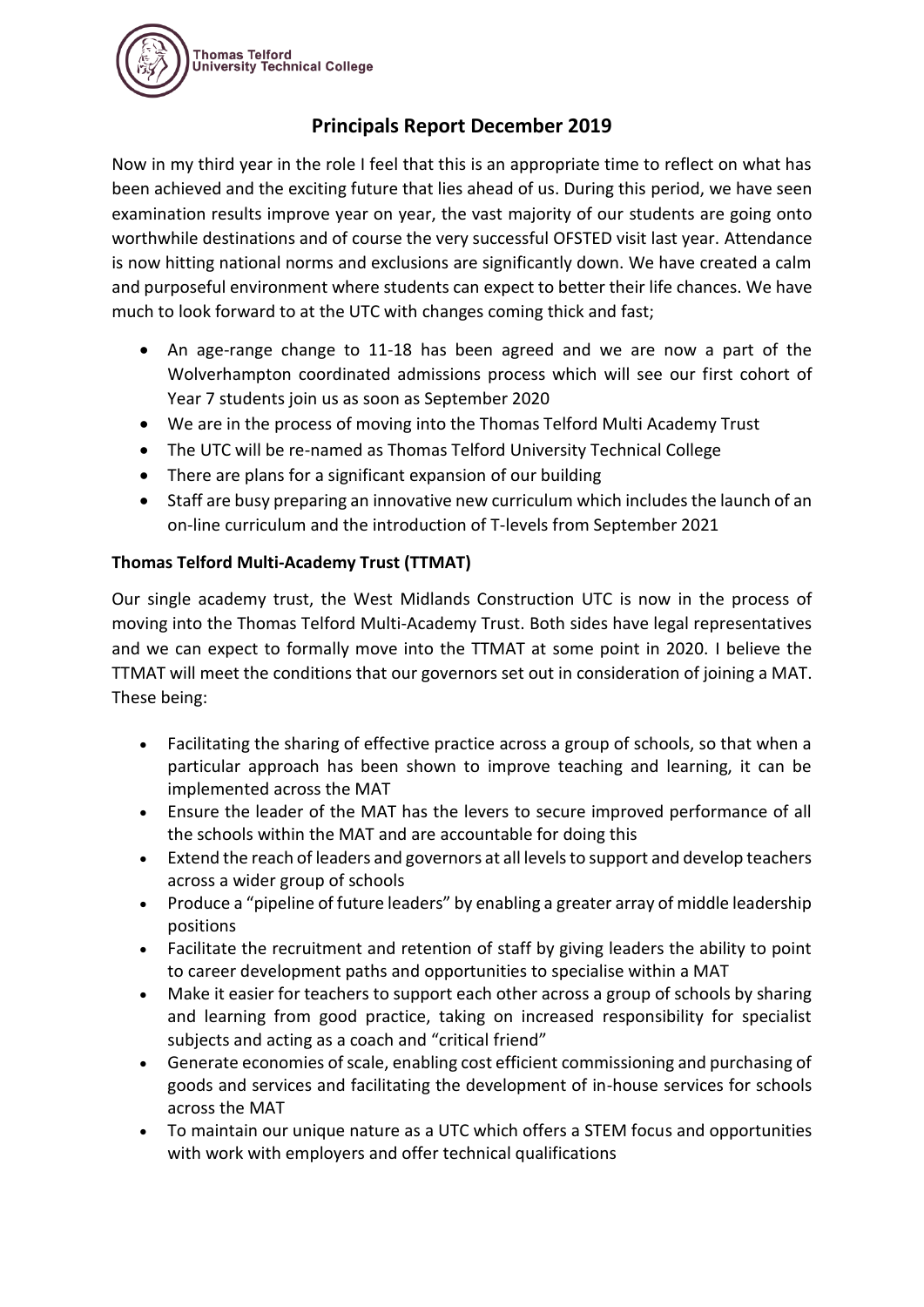# Principals Report December 2019

Now in my third year in the role I feel that this is an appropriate time to reflect on what has been achieved and the exciting future that lies ahead of us. During this period, we have seen examination results improve year on year, the vast majority of our students are going onto worthwhile destinations and of course the very successful OFSTED visit last year. Attendance is now hitting national norms and exclusions are significantly down. We have created a calm and purposeful environment where students can expect to better their life chances. We have much to look forward to at the UTC with changes coming thick and fast;

- An age-range change to 11-18 has been agreed and we are now a part of the Wolverhampton coordinated admissions process which will see our first cohort of Year 7 students join us as soon as September 2020
- We are in the process of moving into the Thomas Telford Multi Academy Trust
- The UTC will be re-named as Thomas Telford University Technical College
- There are plans for a significant expansion of our building
- Staff are busy preparing an innovative new curriculum which includes the launch of an on-line curriculum and the introduction of T-levels from September 2021

**Thomas Telford Multi-Academy Trust (TTMAT)**

Our single academy trust, the West Midlands Construction UTC is now in the process of moving into the Thomas Telford Multi-Academy Trust. Both sides have legal representatives and we can expect to formally move into the TTMAT at some point in 2020. I believe the TTMAT will meet the conditions that our governors set out in consideration of joining a MAT. These being:

- Facilitating the sharing of effective practice across a group of schools, so that when a particular approach has been shown to improve teaching and learning, it can be implemented across the MAT
- Ensure the leader of the MAT has the levers to secure improved performance of all the schools within the MAT and are accountable for doing this
- Extend the reach of leaders and governors at all levels to support and develop teachers across a wider group of schools
- Produce a "pipeline of future leaders" by enabling a greater array of middle leadership positions
- Facilitate the recruitment and retention of staff by giving leaders the ability to point to career development paths and opportunities to specialise within a MAT
- Make it easier for teachers to support each other across a group of schools by sharing and learning from good practice, taking on increased responsibility for specialist subjects and acting as a coach and "critical friend"
- Generate economies of scale, enabling cost efficient commissioning and purchasing of goods and services and facilitating the development of in-house services for schools across the MAT
- To maintain our unique nature as a UTC which offers a STEM focus and opportunities with work with employers and offer technical qualifications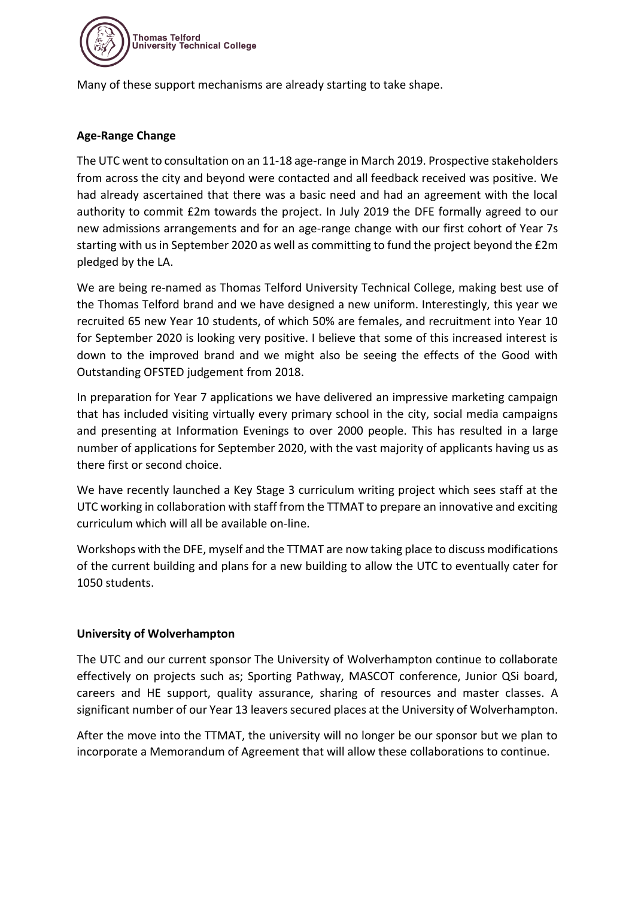Many of these support mechanisms are already starting to take shape.

**Age-Range Change**

The UTC went to consultation on an 11-18 age-range in March 2019. Prospective stakeholders from across the city and beyond were contacted and all feedback received was positive. We had already ascertained that there was a basic need and had an agreement with the local authority to commit £2m towards the project. In July 2019 the DFE formally agreed to our new admissions arrangements and for an age-range change with our first cohort of Year 7s starting with us in September 2020 as well as committing to fund the project beyond the £2m pledged by the LA.

We are being re-named as Thomas Telford University Technical College, making best use of the Thomas Telford brand and we have designed a new uniform. Interestingly, this year we recruited 65 new Year 10 students, of which 50% are females, and recruitment into Year 10 for September 2020 is looking very positive. I believe that some of this increased interest is down to the improved brand and we might also be seeing the effects of the Good with Outstanding OFSTED judgement from 2018.

In preparation for Year 7 applications we have delivered an impressive marketing campaign that has included visiting virtually every primary school in the city, social media campaigns and presenting at Information Evenings to over 2000 people. This has resulted in a large number of applications for September 2020, with the vast majority of applicants having us as there first or second choice.

We have recently launched a Key Stage 3 curriculum writing project which sees staff at the UTC working in collaboration with staff from the TTMAT to prepare an innovative and exciting curriculum which will all be available on-line.

Workshops with the DFE, myself and the TTMAT are now taking place to discuss modifications of the current building and plans for a new building to allow the UTC to eventually cater for 1050 students.

**University of Wolverhampton**

The UTC and our current sponsor The University of Wolverhampton continue to collaborate effectively on projects such as; Sporting Pathway, MASCOT conference, Junior QSi board, careers and HE support, quality assurance, sharing of resources and master classes. A significant number of our Year 13 leavers secured places at the University of Wolverhampton.

After the move into the TTMAT, the university will no longer be our sponsor but we plan to incorporate a Memorandum of Agreement that will allow these collaborations to continue.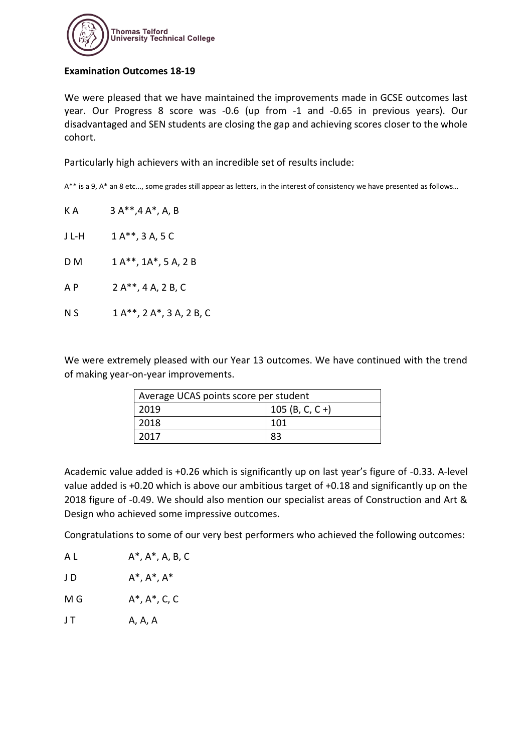**Examination Outcomes 18-19**

We were pleased that we have maintained the improvements made in GCSE outcomes last year. Our Progress 8 score was -0.6 (up from -1 and -0.65 in previous years). Our disadvantaged and SEN students are closing the gap and achieving scores closer to the whole cohort.

Particularly high achievers with an incredible set of results include:

A** is a 9, A* an 8 etc..., some grades still appear as letters, in the interest of consistency we have presented as follows…

K A 3 A**,4 A*, A, B

J L-H 1 A**, 3 A, 5 C

D M 1 A**, 1A*, 5 A, 2 B

A P 2 A**, 4 A, 2 B, C

N S 1 A**, 2 A*, 3 A, 2 B, C

We were extremely pleased with our Year 13 outcomes. We have continued with the trend of making year-on-year improvements.

| Average UCAS points score per student | |
|---|---|
| 2019 | 105 (B, C, C +) |
| 2018 | 101 |
| 2017 | 83 |

Academic value added is +0.26 which is significantly up on last year's figure of -0.33. A-level value added is +0.20 which is above our ambitious target of +0.18 and significantly up on the 2018 figure of -0.49. We should also mention our specialist areas of Construction and Art & Design who achieved some impressive outcomes.

Congratulations to some of our very best performers who achieved the following outcomes:

A L A*, A*, A, B, C

J D A*, A*, A*

M G A*, A*, C, C

J T A, A, A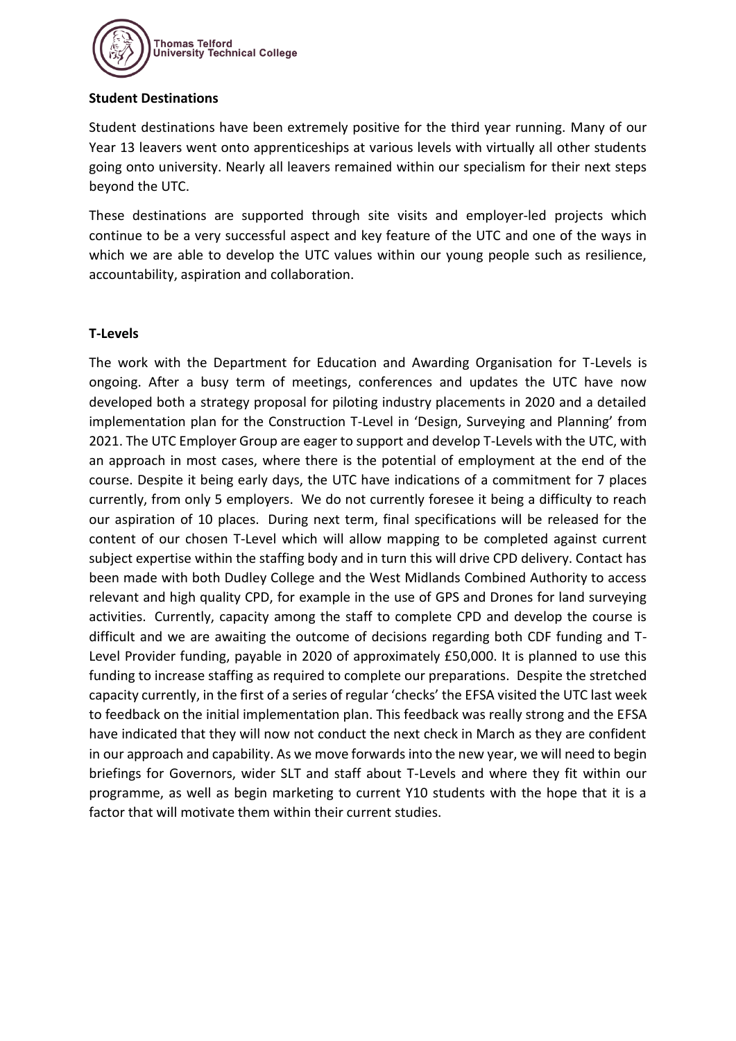**Student Destinations**

Student destinations have been extremely positive for the third year running. Many of our Year 13 leavers went onto apprenticeships at various levels with virtually all other students going onto university. Nearly all leavers remained within our specialism for their next steps beyond the UTC.

These destinations are supported through site visits and employer-led projects which continue to be a very successful aspect and key feature of the UTC and one of the ways in which we are able to develop the UTC values within our young people such as resilience, accountability, aspiration and collaboration.

**T-Levels**

The work with the Department for Education and Awarding Organisation for T-Levels is ongoing. After a busy term of meetings, conferences and updates the UTC have now developed both a strategy proposal for piloting industry placements in 2020 and a detailed implementation plan for the Construction T-Level in 'Design, Surveying and Planning' from 2021. The UTC Employer Group are eager to support and develop T-Levels with the UTC, with an approach in most cases, where there is the potential of employment at the end of the course. Despite it being early days, the UTC have indications of a commitment for 7 places currently, from only 5 employers. We do not currently foresee it being a difficulty to reach our aspiration of 10 places. During next term, final specifications will be released for the content of our chosen T-Level which will allow mapping to be completed against current subject expertise within the staffing body and in turn this will drive CPD delivery. Contact has been made with both Dudley College and the West Midlands Combined Authority to access relevant and high quality CPD, for example in the use of GPS and Drones for land surveying activities. Currently, capacity among the staff to complete CPD and develop the course is difficult and we are awaiting the outcome of decisions regarding both CDF funding and T-Level Provider funding, payable in 2020 of approximately £50,000. It is planned to use this funding to increase staffing as required to complete our preparations. Despite the stretched capacity currently, in the first of a series of regular 'checks' the EFSA visited the UTC last week to feedback on the initial implementation plan. This feedback was really strong and the EFSA have indicated that they will now not conduct the next check in March as they are confident in our approach and capability. As we move forwards into the new year, we will need to begin briefings for Governors, wider SLT and staff about T-Levels and where they fit within our programme, as well as begin marketing to current Y10 students with the hope that it is a factor that will motivate them within their current studies.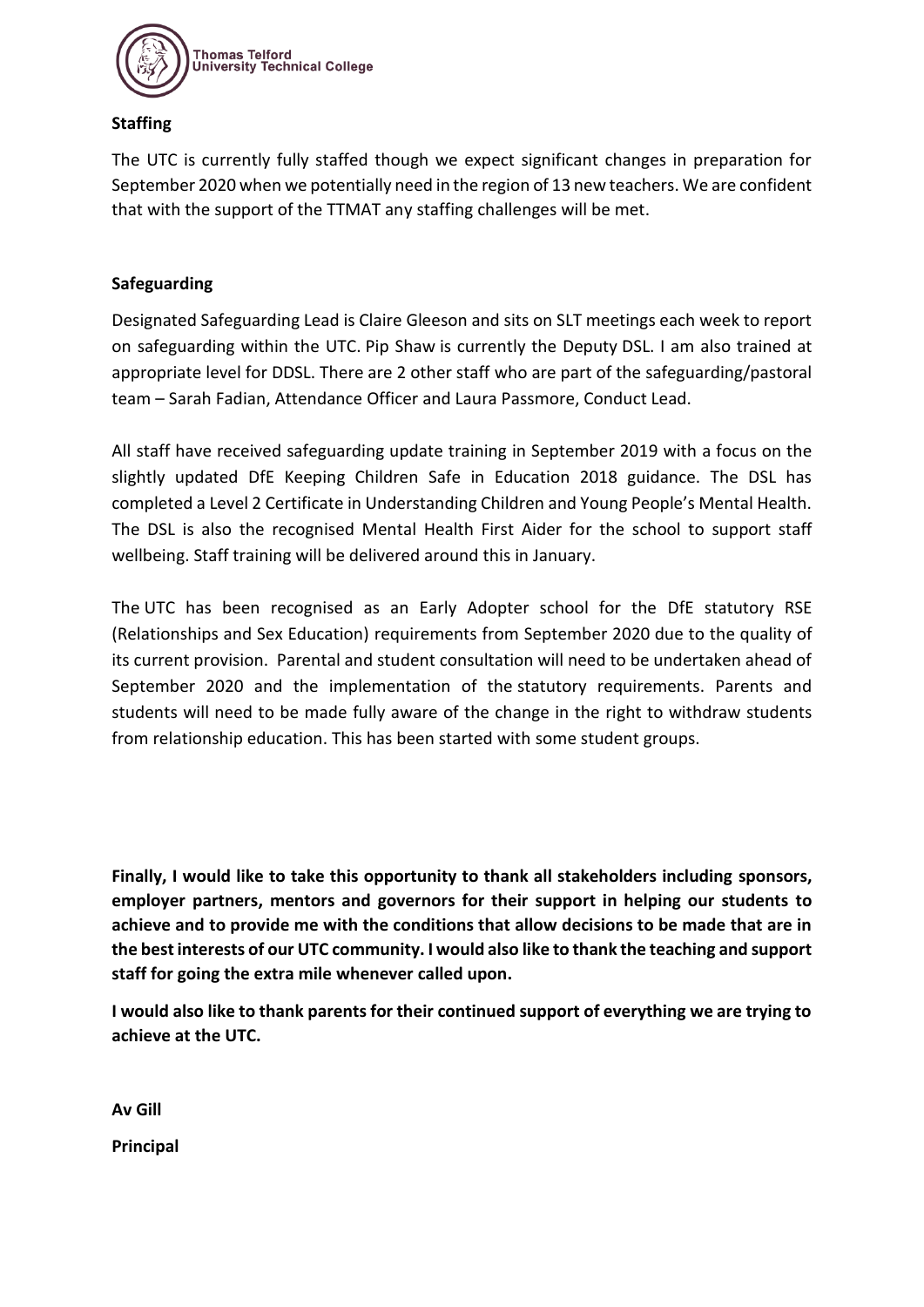**Staffing**

The UTC is currently fully staffed though we expect significant changes in preparation for September 2020 when we potentially need in the region of 13 new teachers. We are confident that with the support of the TTMAT any staffing challenges will be met.

**Safeguarding**

Designated Safeguarding Lead is Claire Gleeson and sits on SLT meetings each week to report on safeguarding within the UTC. Pip Shaw is currently the Deputy DSL. I am also trained at appropriate level for DDSL. There are 2 other staff who are part of the safeguarding/pastoral team – Sarah Fadian, Attendance Officer and Laura Passmore, Conduct Lead.

All staff have received safeguarding update training in September 2019 with a focus on the slightly updated DfE Keeping Children Safe in Education 2018 guidance. The DSL has completed a Level 2 Certificate in Understanding Children and Young People's Mental Health. The DSL is also the recognised Mental Health First Aider for the school to support staff wellbeing. Staff training will be delivered around this in January.

The UTC has been recognised as an Early Adopter school for the DfE statutory RSE (Relationships and Sex Education) requirements from September 2020 due to the quality of its current provision. Parental and student consultation will need to be undertaken ahead of September 2020 and the implementation of the statutory requirements. Parents and students will need to be made fully aware of the change in the right to withdraw students from relationship education. This has been started with some student groups.

**Finally, I would like to take this opportunity to thank all stakeholders including sponsors, employer partners, mentors and governors for their support in helping our students to achieve and to provide me with the conditions that allow decisions to be made that are in the best interests of our UTC community. I would also like to thank the teaching and support staff for going the extra mile whenever called upon.**

**I would also like to thank parents for their continued support of everything we are trying to achieve at the UTC.**

**Av Gill**

**Principal**